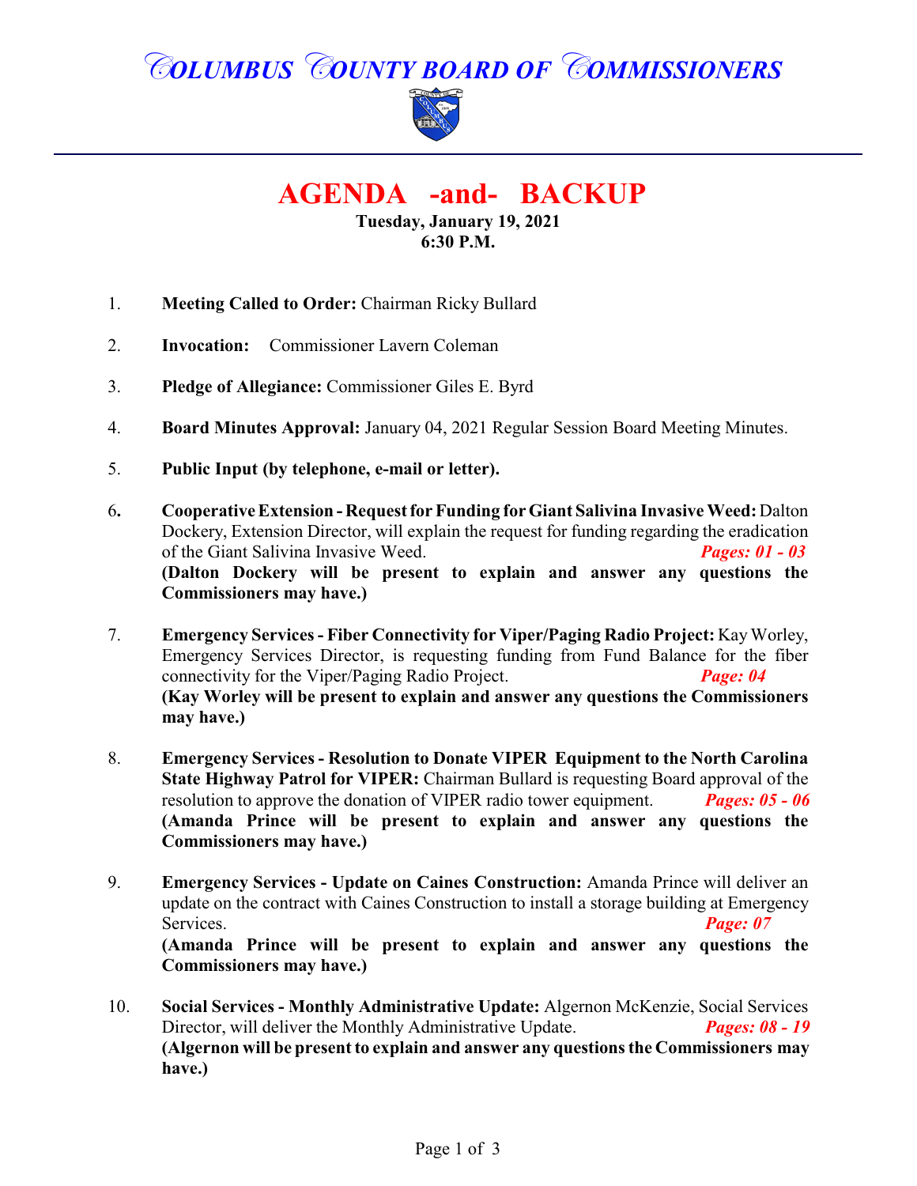# COLUMBUS COUNTY BOARD OF COMMISSIONERS

## AGENDA -and- BACKUP

**Tuesday, January 19, 2021**
**6:30 P.M.**

1. **Meeting Called to Order:** Chairman Ricky Bullard

2. **Invocation:** Commissioner Lavern Coleman

3. **Pledge of Allegiance:** Commissioner Giles E. Byrd

4. **Board Minutes Approval:** January 04, 2021 Regular Session Board Meeting Minutes.

5. **Public Input (by telephone, e-mail or letter).**

6. **Cooperative Extension - Request for Funding for Giant Salivina Invasive Weed:** Dalton Dockery, Extension Director, will explain the request for funding regarding the eradication of the Giant Salivina Invasive Weed. ***Pages: 01 - 03***
   **(Dalton Dockery will be present to explain and answer any questions the Commissioners may have.)**

7. **Emergency Services - Fiber Connectivity for Viper/Paging Radio Project:** Kay Worley, Emergency Services Director, is requesting funding from Fund Balance for the fiber connectivity for the Viper/Paging Radio Project. ***Page: 04***
   **(Kay Worley will be present to explain and answer any questions the Commissioners may have.)**

8. **Emergency Services - Resolution to Donate VIPER Equipment to the North Carolina State Highway Patrol for VIPER:** Chairman Bullard is requesting Board approval of the resolution to approve the donation of VIPER radio tower equipment. ***Pages: 05 - 06***
   **(Amanda Prince will be present to explain and answer any questions the Commissioners may have.)**

9. **Emergency Services - Update on Caines Construction:** Amanda Prince will deliver an update on the contract with Caines Construction to install a storage building at Emergency Services. ***Page: 07***
   **(Amanda Prince will be present to explain and answer any questions the Commissioners may have.)**

10. **Social Services - Monthly Administrative Update:** Algernon McKenzie, Social Services Director, will deliver the Monthly Administrative Update. ***Pages: 08 - 19***
    **(Algernon will be present to explain and answer any questions the Commissioners may have.)**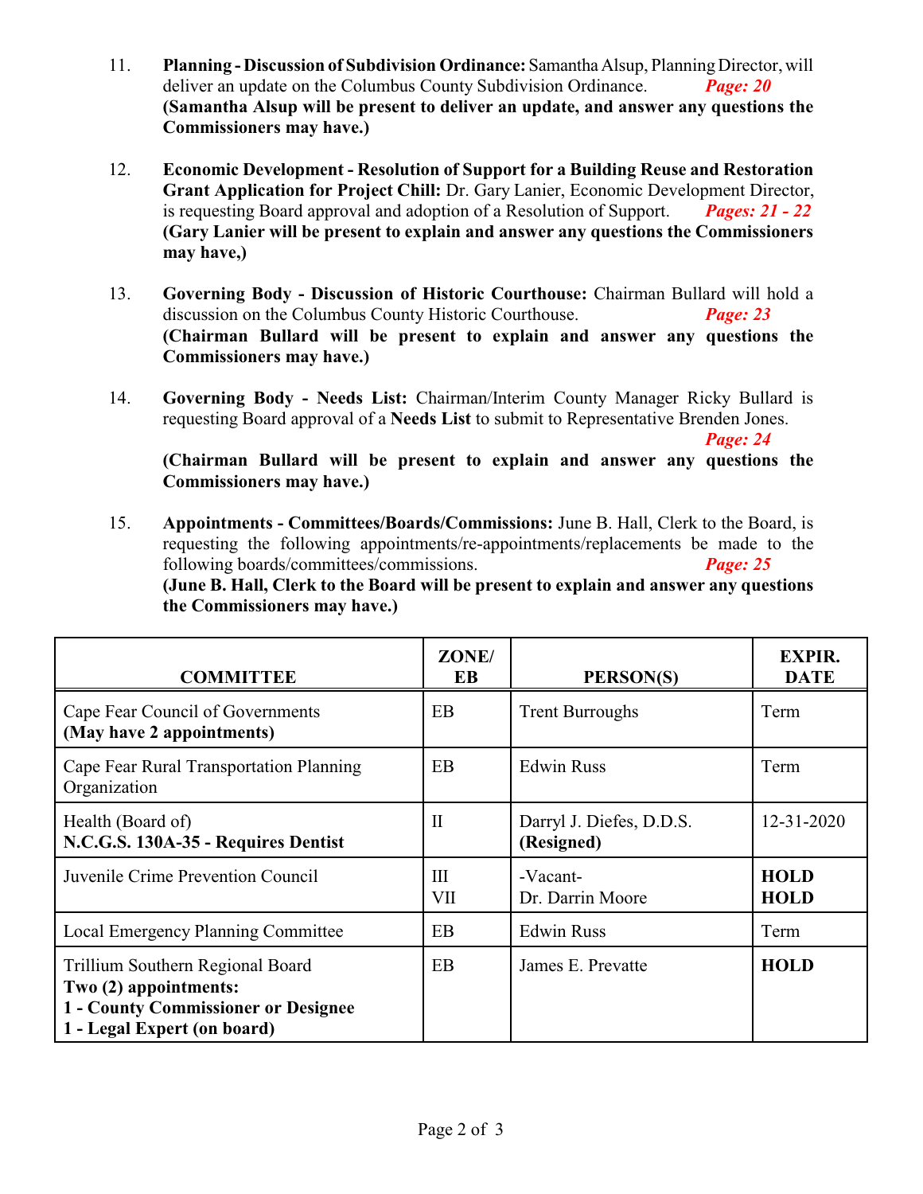11. **Planning - Discussion of Subdivision Ordinance:** Samantha Alsup, Planning Director, will deliver an update on the Columbus County Subdivision Ordinance. ***Page: 20***
**(Samantha Alsup will be present to deliver an update, and answer any questions the Commissioners may have.)**

12. **Economic Development - Resolution of Support for a Building Reuse and Restoration Grant Application for Project Chill:** Dr. Gary Lanier, Economic Development Director, is requesting Board approval and adoption of a Resolution of Support. ***Pages: 21 - 22***
**(Gary Lanier will be present to explain and answer any questions the Commissioners may have,)**

13. **Governing Body - Discussion of Historic Courthouse:** Chairman Bullard will hold a discussion on the Columbus County Historic Courthouse. ***Page: 23***
**(Chairman Bullard will be present to explain and answer any questions the Commissioners may have.)**

14. **Governing Body - Needs List:** Chairman/Interim County Manager Ricky Bullard is requesting Board approval of a **Needs List** to submit to Representative Brenden Jones. ***Page: 24***
**(Chairman Bullard will be present to explain and answer any questions the Commissioners may have.)**

15. **Appointments - Committees/Boards/Commissions:** June B. Hall, Clerk to the Board, is requesting the following appointments/re-appointments/replacements be made to the following boards/committees/commissions. ***Page: 25***
**(June B. Hall, Clerk to the Board will be present to explain and answer any questions the Commissioners may have.)**

| COMMITTEE | ZONE/ EB | PERSON(S) | EXPIR. DATE |
|---|---|---|---|
| Cape Fear Council of Governments **(May have 2 appointments)** | EB | Trent Burroughs | Term |
| Cape Fear Rural Transportation Planning Organization | EB | Edwin Russ | Term |
| Health (Board of) **N.C.G.S. 130A-35 - Requires Dentist** | II | Darryl J. Diefes, D.D.S. **(Resigned)** | 12-31-2020 |
| Juvenile Crime Prevention Council | III<br>VII | -Vacant-<br>Dr. Darrin Moore | **HOLD**<br>**HOLD** |
| Local Emergency Planning Committee | EB | Edwin Russ | Term |
| Trillium Southern Regional Board **Two (2) appointments: 1 - County Commissioner or Designee 1 - Legal Expert (on board)** | EB | James E. Prevatte | **HOLD** |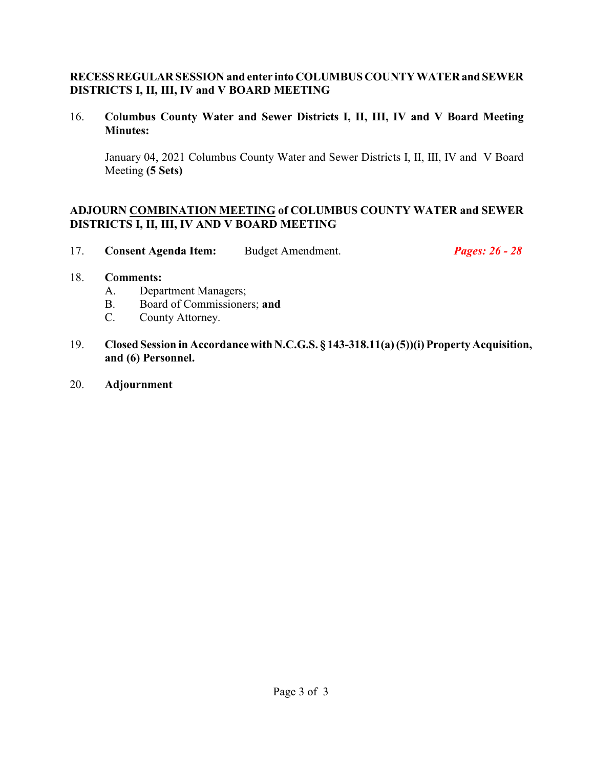**RECESS REGULAR SESSION and enter into COLUMBUS COUNTY WATER and SEWER DISTRICTS I, II, III, IV and V BOARD MEETING**

16. **Columbus County Water and Sewer Districts I, II, III, IV and V Board Meeting Minutes:**

    January 04, 2021 Columbus County Water and Sewer Districts I, II, III, IV and V Board Meeting **(5 Sets)**

**ADJOURN <u>COMBINATION MEETING</u> of COLUMBUS COUNTY WATER and SEWER DISTRICTS I, II, III, IV AND V BOARD MEETING**

17. **Consent Agenda Item:** Budget Amendment. ***Pages: 26 - 28***

18. **Comments:**
    - A. Department Managers;
    - B. Board of Commissioners; **and**
    - C. County Attorney.

19. **Closed Session in Accordance with N.C.G.S. § 143-318.11(a) (5))(i) Property Acquisition, and (6) Personnel.**

20. **Adjournment**